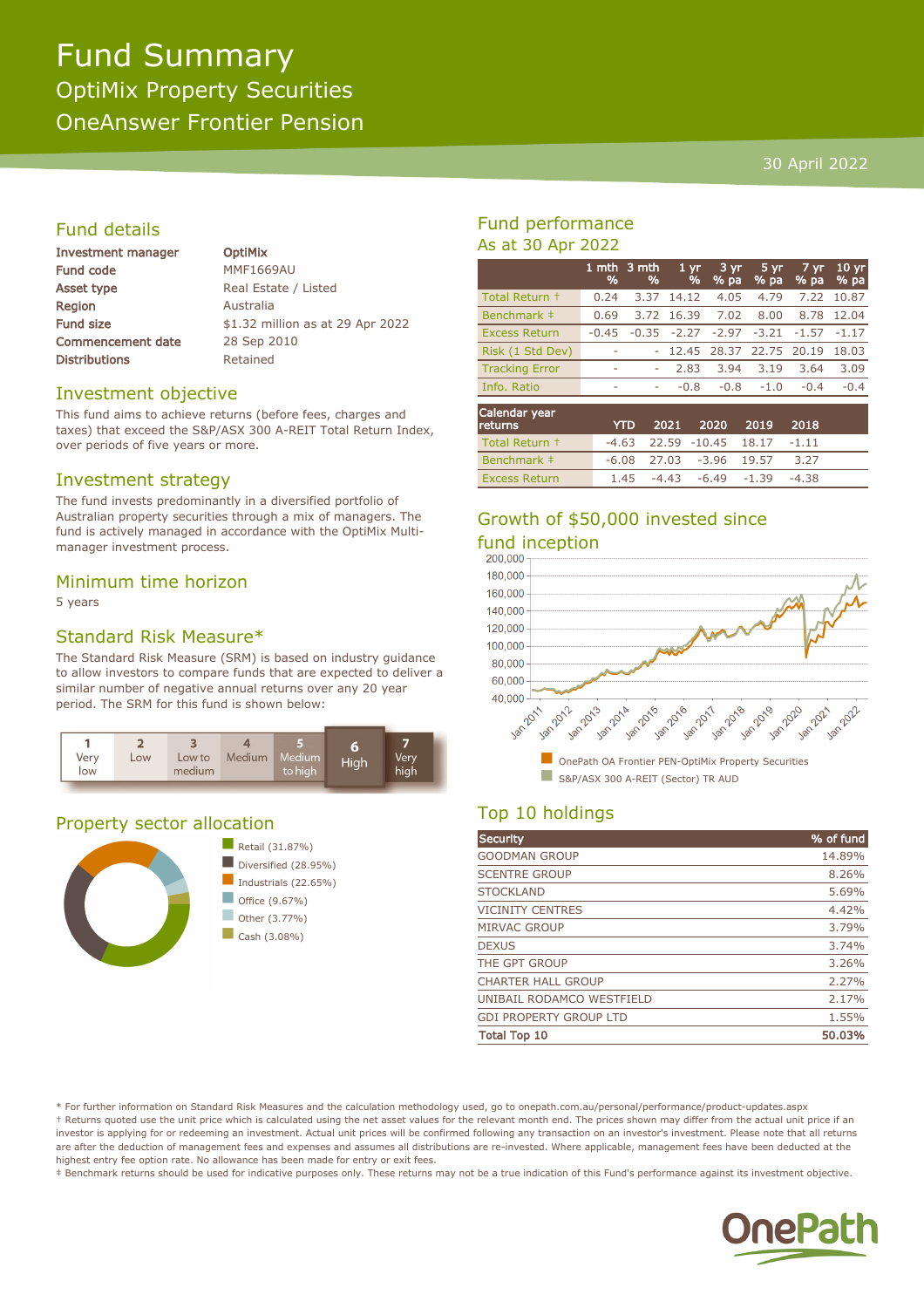# Fund Summary

## OptiMix Property Securities

## OneAnswer Frontier Pension

30 April 2022

## Fund details

| | |
|---|---|
| Investment manager | OptiMix |
| Fund code | MMF1669AU |
| Asset type | Real Estate / Listed |
| Region | Australia |
| Fund size | $1.32 million as at 29 Apr 2022 |
| Commencement date | 28 Sep 2010 |
| Distributions | Retained |

## Investment objective

This fund aims to achieve returns (before fees, charges and taxes) that exceed the S&P/ASX 300 A-REIT Total Return Index, over periods of five years or more.

## Investment strategy

The fund invests predominantly in a diversified portfolio of Australian property securities through a mix of managers. The fund is actively managed in accordance with the OptiMix Multi-manager investment process.

## Minimum time horizon

5 years

## Standard Risk Measure*

The Standard Risk Measure (SRM) is based on industry guidance to allow investors to compare funds that are expected to deliver a similar number of negative annual returns over any 20 year period. The SRM for this fund is shown below:

| 1 Very low | 2 Low | 3 Low to medium | 4 Medium | 5 Medium to high | **6 High** | 7 Very high |
|---|---|---|---|---|---|---|

## Property sector allocation

- Retail (31.87%)
- Diversified (28.95%)
- Industrials (22.65%)
- Office (9.67%)
- Other (3.77%)
- Cash (3.08%)

## Fund performance

As at 30 Apr 2022

| | 1 mth % | 3 mth % | 1 yr % | 3 yr % pa | 5 yr % pa | 7 yr % pa | 10 yr % pa |
|---|---|---|---|---|---|---|---|
| Total Return † | 0.24 | 3.37 | 14.12 | 4.05 | 4.79 | 7.22 | 10.87 |
| Benchmark ‡ | 0.69 | 3.72 | 16.39 | 7.02 | 8.00 | 8.78 | 12.04 |
| Excess Return | -0.45 | -0.35 | -2.27 | -2.97 | -3.21 | -1.57 | -1.17 |
| Risk (1 Std Dev) | - | - | 12.45 | 28.37 | 22.75 | 20.19 | 18.03 |
| Tracking Error | - | - | 2.83 | 3.94 | 3.19 | 3.64 | 3.09 |
| Info. Ratio | - | - | -0.8 | -0.8 | -1.0 | -0.4 | -0.4 |

| Calendar year returns | YTD | 2021 | 2020 | 2019 | 2018 |
|---|---|---|---|---|---|
| Total Return † | -4.63 | 22.59 | -10.45 | 18.17 | -1.11 |
| Benchmark ‡ | -6.08 | 27.03 | -3.96 | 19.57 | 3.27 |
| Excess Return | 1.45 | -4.43 | -6.49 | -1.39 | -4.38 |

## Growth of $50,000 invested since fund inception

- OnePath OA Frontier PEN-OptiMix Property Securities
- S&P/ASX 300 A-REIT (Sector) TR AUD

## Top 10 holdings

| Security | % of fund |
|---|---|
| GOODMAN GROUP | 14.89% |
| SCENTRE GROUP | 8.26% |
| STOCKLAND | 5.69% |
| VICINITY CENTRES | 4.42% |
| MIRVAC GROUP | 3.79% |
| DEXUS | 3.74% |
| THE GPT GROUP | 3.26% |
| CHARTER HALL GROUP | 2.27% |
| UNIBAIL RODAMCO WESTFIELD | 2.17% |
| GDI PROPERTY GROUP LTD | 1.55% |
| **Total Top 10** | **50.03%** |

\* For further information on Standard Risk Measures and the calculation methodology used, go to onepath.com.au/personal/performance/product-updates.aspx

† Returns quoted use the unit price which is calculated using the net asset values for the relevant month end. The prices shown may differ from the actual unit price if an investor is applying for or redeeming an investment. Actual unit prices will be confirmed following any transaction on an investor's investment. Please note that all returns are after the deduction of management fees and expenses and assumes all distributions are re-invested. Where applicable, management fees have been deducted at the highest entry fee option rate. No allowance has been made for entry or exit fees.

‡ Benchmark returns should be used for indicative purposes only. These returns may not be a true indication of this Fund's performance against its investment objective.

OnePath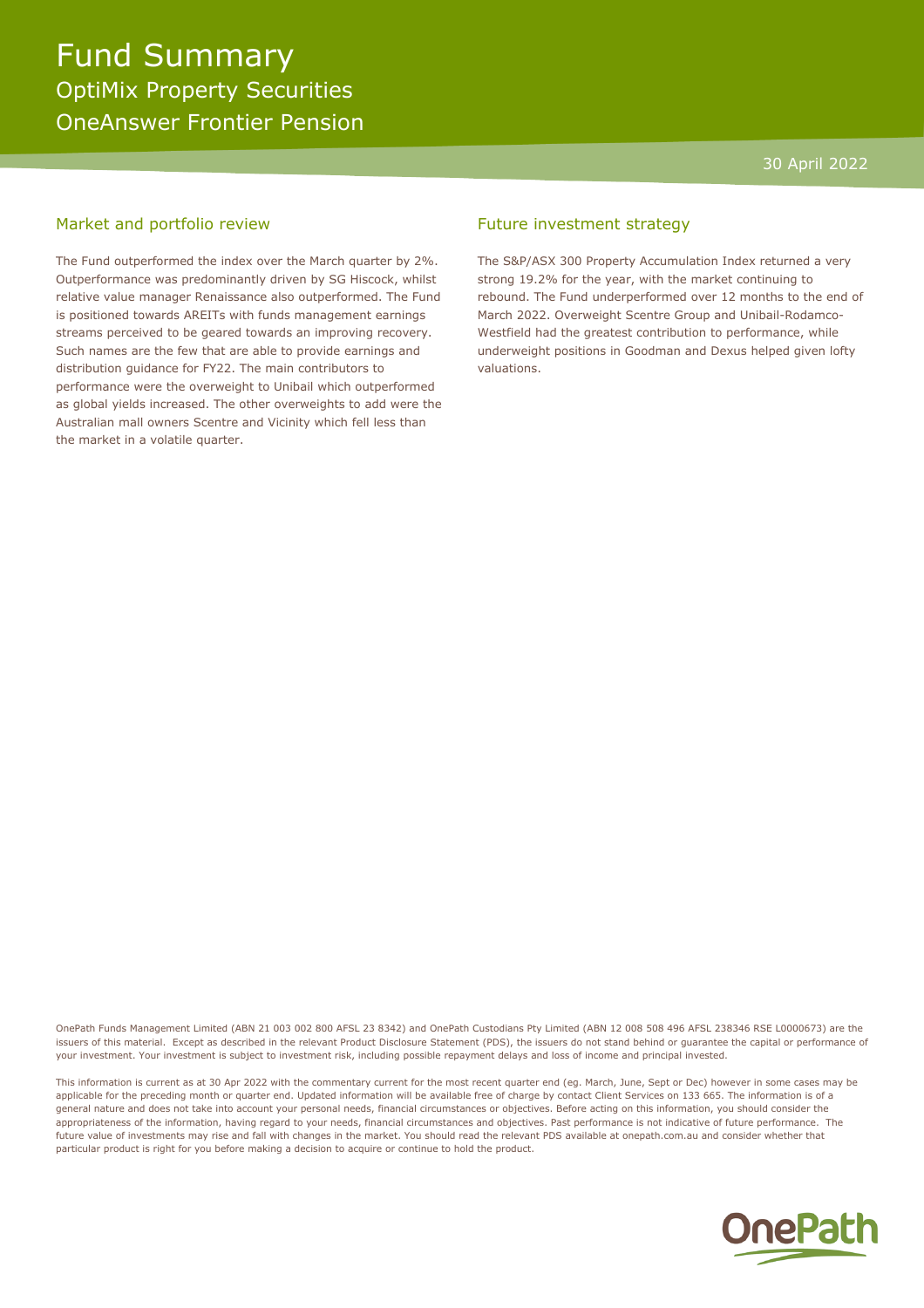# Fund Summary

## OptiMix Property Securities

## OneAnswer Frontier Pension

30 April 2022

### Market and portfolio review

The Fund outperformed the index over the March quarter by 2%. Outperformance was predominantly driven by SG Hiscock, whilst relative value manager Renaissance also outperformed. The Fund is positioned towards AREITs with funds management earnings streams perceived to be geared towards an improving recovery. Such names are the few that are able to provide earnings and distribution guidance for FY22. The main contributors to performance were the overweight to Unibail which outperformed as global yields increased. The other overweights to add were the Australian mall owners Scentre and Vicinity which fell less than the market in a volatile quarter.

### Future investment strategy

The S&P/ASX 300 Property Accumulation Index returned a very strong 19.2% for the year, with the market continuing to rebound. The Fund underperformed over 12 months to the end of March 2022. Overweight Scentre Group and Unibail-Rodamco-Westfield had the greatest contribution to performance, while underweight positions in Goodman and Dexus helped given lofty valuations.

OnePath Funds Management Limited (ABN 21 003 002 800 AFSL 23 8342) and OnePath Custodians Pty Limited (ABN 12 008 508 496 AFSL 238346 RSE L0000673) are the issuers of this material. Except as described in the relevant Product Disclosure Statement (PDS), the issuers do not stand behind or guarantee the capital or performance of your investment. Your investment is subject to investment risk, including possible repayment delays and loss of income and principal invested.

This information is current as at 30 Apr 2022 with the commentary current for the most recent quarter end (eg. March, June, Sept or Dec) however in some cases may be applicable for the preceding month or quarter end. Updated information will be available free of charge by contact Client Services on 133 665. The information is of a general nature and does not take into account your personal needs, financial circumstances or objectives. Before acting on this information, you should consider the appropriateness of the information, having regard to your needs, financial circumstances and objectives. Past performance is not indicative of future performance. The future value of investments may rise and fall with changes in the market. You should read the relevant PDS available at onepath.com.au and consider whether that particular product is right for you before making a decision to acquire or continue to hold the product.

OnePath